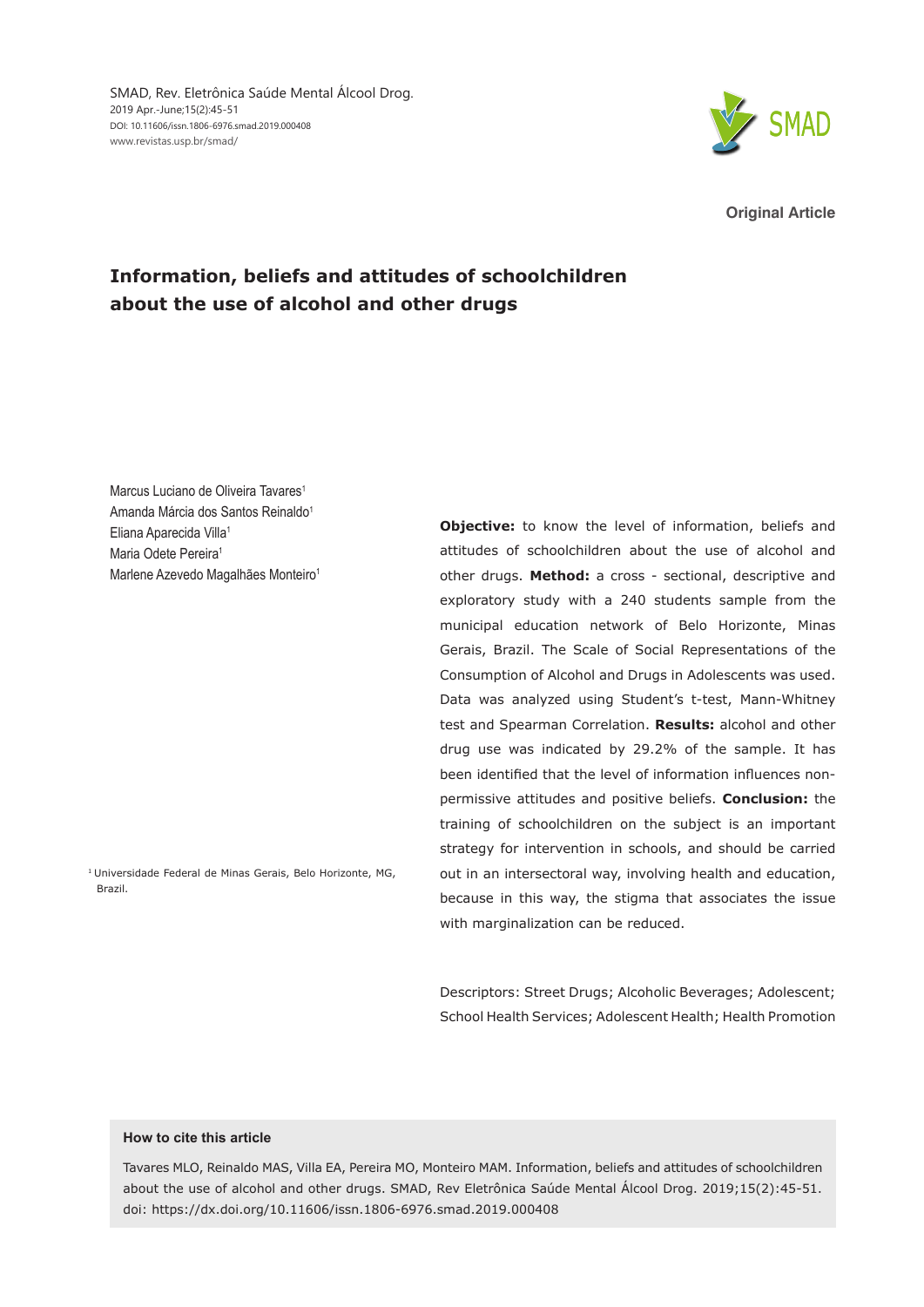Original Article

# Information, beliefs and attitudes of schoolchildren about the use of alcohol and other drugs

Marcus Luciano de Oliveira Tavares[1]
Amanda Márcia dos Santos Reinaldo[1]
Eliana Aparecida Villa[1]
Maria Odete Pereira[1]
Marlene Azevedo Magalhães Monteiro[1]

[1] Universidade Federal de Minas Gerais, Belo Horizonte, MG, Brazil.

**Objective:** to know the level of information, beliefs and attitudes of schoolchildren about the use of alcohol and other drugs. **Method:** a cross - sectional, descriptive and exploratory study with a 240 students sample from the municipal education network of Belo Horizonte, Minas Gerais, Brazil. The Scale of Social Representations of the Consumption of Alcohol and Drugs in Adolescents was used. Data was analyzed using Student's t-test, Mann-Whitney test and Spearman Correlation. **Results:** alcohol and other drug use was indicated by 29.2% of the sample. It has been identified that the level of information influences non-permissive attitudes and positive beliefs. **Conclusion:** the training of schoolchildren on the subject is an important strategy for intervention in schools, and should be carried out in an intersectoral way, involving health and education, because in this way, the stigma that associates the issue with marginalization can be reduced.

Descriptors: Street Drugs; Alcoholic Beverages; Adolescent; School Health Services; Adolescent Health; Health Promotion

**How to cite this article**

Tavares MLO, Reinaldo MAS, Villa EA, Pereira MO, Monteiro MAM. Information, beliefs and attitudes of schoolchildren about the use of alcohol and other drugs. SMAD, Rev Eletrônica Saúde Mental Álcool Drog. 2019;15(2):45-51. doi: https://dx.doi.org/10.11606/issn.1806-6976.smad.2019.000408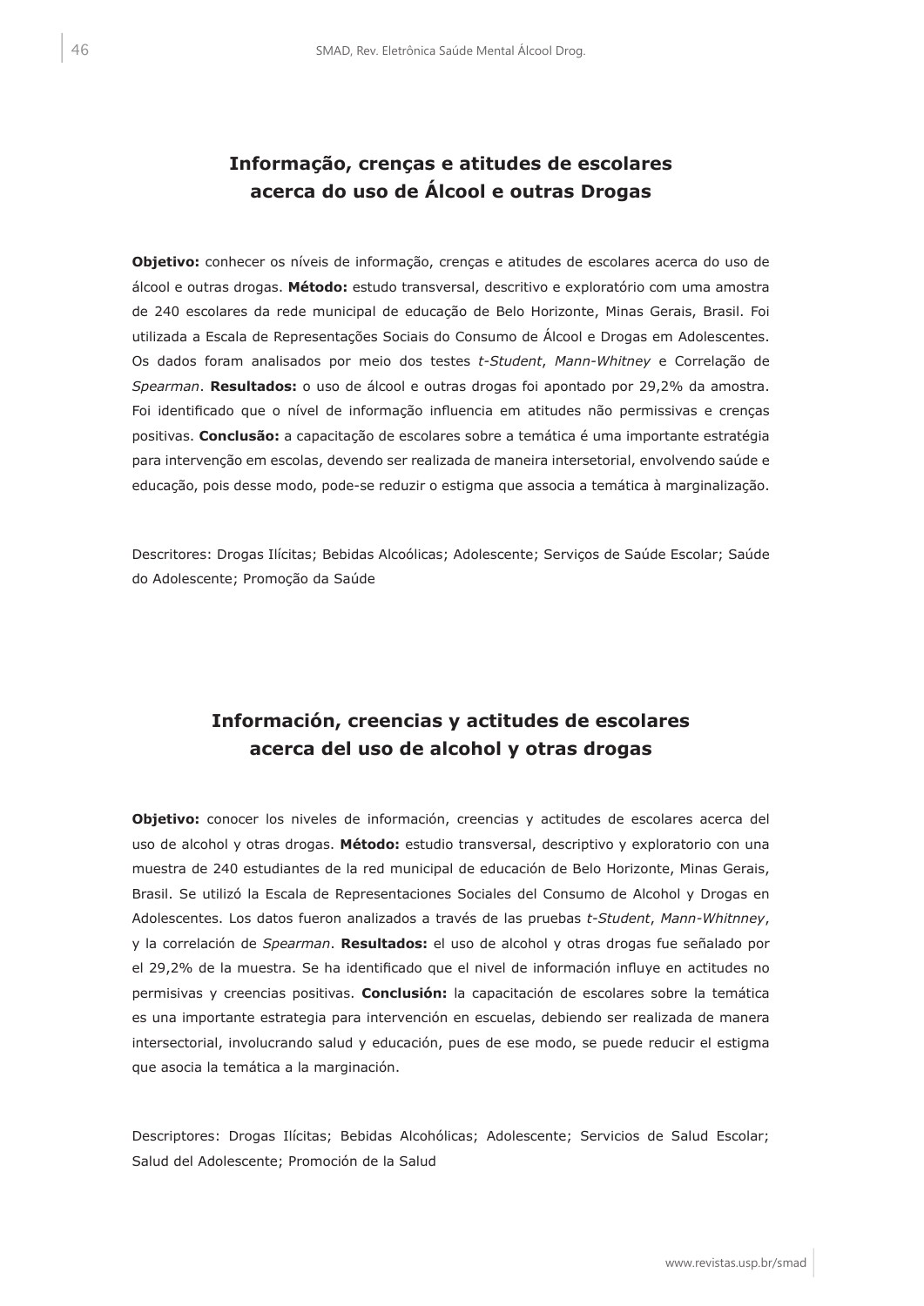## Informação, crenças e atitudes de escolares acerca do uso de Álcool e outras Drogas

**Objetivo:** conhecer os níveis de informação, crenças e atitudes de escolares acerca do uso de álcool e outras drogas. **Método:** estudo transversal, descritivo e exploratório com uma amostra de 240 escolares da rede municipal de educação de Belo Horizonte, Minas Gerais, Brasil. Foi utilizada a Escala de Representações Sociais do Consumo de Álcool e Drogas em Adolescentes. Os dados foram analisados por meio dos testes *t-Student*, *Mann-Whitney* e Correlação de *Spearman*. **Resultados:** o uso de álcool e outras drogas foi apontado por 29,2% da amostra. Foi identificado que o nível de informação influencia em atitudes não permissivas e crenças positivas. **Conclusão:** a capacitação de escolares sobre a temática é uma importante estratégia para intervenção em escolas, devendo ser realizada de maneira intersetorial, envolvendo saúde e educação, pois desse modo, pode-se reduzir o estigma que associa a temática à marginalização.

Descritores: Drogas Ilícitas; Bebidas Alcoólicas; Adolescente; Serviços de Saúde Escolar; Saúde do Adolescente; Promoção da Saúde

## Información, creencias y actitudes de escolares acerca del uso de alcohol y otras drogas

**Objetivo:** conocer los niveles de información, creencias y actitudes de escolares acerca del uso de alcohol y otras drogas. **Método:** estudio transversal, descriptivo y exploratorio con una muestra de 240 estudiantes de la red municipal de educación de Belo Horizonte, Minas Gerais, Brasil. Se utilizó la Escala de Representaciones Sociales del Consumo de Alcohol y Drogas en Adolescentes. Los datos fueron analizados a través de las pruebas *t-Student*, *Mann-Whitnney*, y la correlación de *Spearman*. **Resultados:** el uso de alcohol y otras drogas fue señalado por el 29,2% de la muestra. Se ha identificado que el nivel de información influye en actitudes no permisivas y creencias positivas. **Conclusión:** la capacitación de escolares sobre la temática es una importante estrategia para intervención en escuelas, debiendo ser realizada de manera intersectorial, involucrando salud y educación, pues de ese modo, se puede reducir el estigma que asocia la temática a la marginación.

Descriptores: Drogas Ilícitas; Bebidas Alcohólicas; Adolescente; Servicios de Salud Escolar; Salud del Adolescente; Promoción de la Salud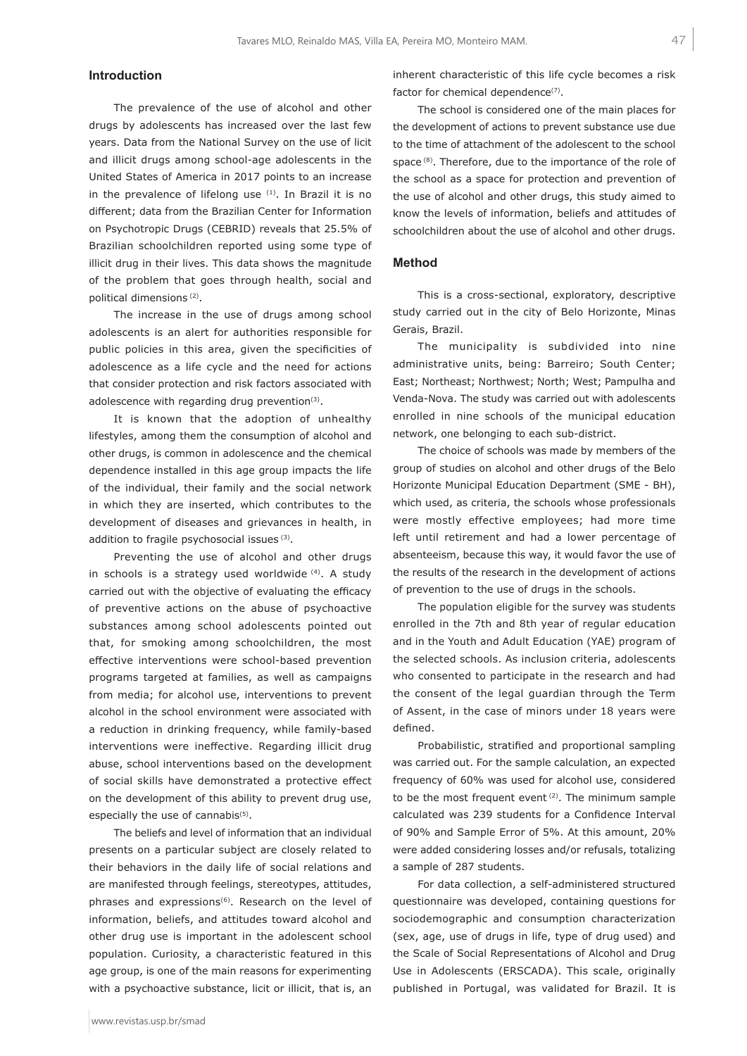## Introduction

The prevalence of the use of alcohol and other drugs by adolescents has increased over the last few years. Data from the National Survey on the use of licit and illicit drugs among school-age adolescents in the United States of America in 2017 points to an increase in the prevalence of lifelong use [1]. In Brazil it is no different; data from the Brazilian Center for Information on Psychotropic Drugs (CEBRID) reveals that 25.5% of Brazilian schoolchildren reported using some type of illicit drug in their lives. This data shows the magnitude of the problem that goes through health, social and political dimensions [2].

The increase in the use of drugs among school adolescents is an alert for authorities responsible for public policies in this area, given the specificities of adolescence as a life cycle and the need for actions that consider protection and risk factors associated with adolescence with regarding drug prevention[3].

It is known that the adoption of unhealthy lifestyles, among them the consumption of alcohol and other drugs, is common in adolescence and the chemical dependence installed in this age group impacts the life of the individual, their family and the social network in which they are inserted, which contributes to the development of diseases and grievances in health, in addition to fragile psychosocial issues [3].

Preventing the use of alcohol and other drugs in schools is a strategy used worldwide [4]. A study carried out with the objective of evaluating the efficacy of preventive actions on the abuse of psychoactive substances among school adolescents pointed out that, for smoking among schoolchildren, the most effective interventions were school-based prevention programs targeted at families, as well as campaigns from media; for alcohol use, interventions to prevent alcohol in the school environment were associated with a reduction in drinking frequency, while family-based interventions were ineffective. Regarding illicit drug abuse, school interventions based on the development of social skills have demonstrated a protective effect on the development of this ability to prevent drug use, especially the use of cannabis[5].

The beliefs and level of information that an individual presents on a particular subject are closely related to their behaviors in the daily life of social relations and are manifested through feelings, stereotypes, attitudes, phrases and expressions[6]. Research on the level of information, beliefs, and attitudes toward alcohol and other drug use is important in the adolescent school population. Curiosity, a characteristic featured in this age group, is one of the main reasons for experimenting with a psychoactive substance, licit or illicit, that is, an inherent characteristic of this life cycle becomes a risk factor for chemical dependence[7].

The school is considered one of the main places for the development of actions to prevent substance use due to the time of attachment of the adolescent to the school space [8]. Therefore, due to the importance of the role of the school as a space for protection and prevention of the use of alcohol and other drugs, this study aimed to know the levels of information, beliefs and attitudes of schoolchildren about the use of alcohol and other drugs.

## Method

This is a cross-sectional, exploratory, descriptive study carried out in the city of Belo Horizonte, Minas Gerais, Brazil.

The municipality is subdivided into nine administrative units, being: Barreiro; South Center; East; Northeast; Northwest; North; West; Pampulha and Venda-Nova. The study was carried out with adolescents enrolled in nine schools of the municipal education network, one belonging to each sub-district.

The choice of schools was made by members of the group of studies on alcohol and other drugs of the Belo Horizonte Municipal Education Department (SME - BH), which used, as criteria, the schools whose professionals were mostly effective employees; had more time left until retirement and had a lower percentage of absenteeism, because this way, it would favor the use of the results of the research in the development of actions of prevention to the use of drugs in the schools.

The population eligible for the survey was students enrolled in the 7th and 8th year of regular education and in the Youth and Adult Education (YAE) program of the selected schools. As inclusion criteria, adolescents who consented to participate in the research and had the consent of the legal guardian through the Term of Assent, in the case of minors under 18 years were defined.

Probabilistic, stratified and proportional sampling was carried out. For the sample calculation, an expected frequency of 60% was used for alcohol use, considered to be the most frequent event [2]. The minimum sample calculated was 239 students for a Confidence Interval of 90% and Sample Error of 5%. At this amount, 20% were added considering losses and/or refusals, totalizing a sample of 287 students.

For data collection, a self-administered structured questionnaire was developed, containing questions for sociodemographic and consumption characterization (sex, age, use of drugs in life, type of drug used) and the Scale of Social Representations of Alcohol and Drug Use in Adolescents (ERSCADA). This scale, originally published in Portugal, was validated for Brazil. It is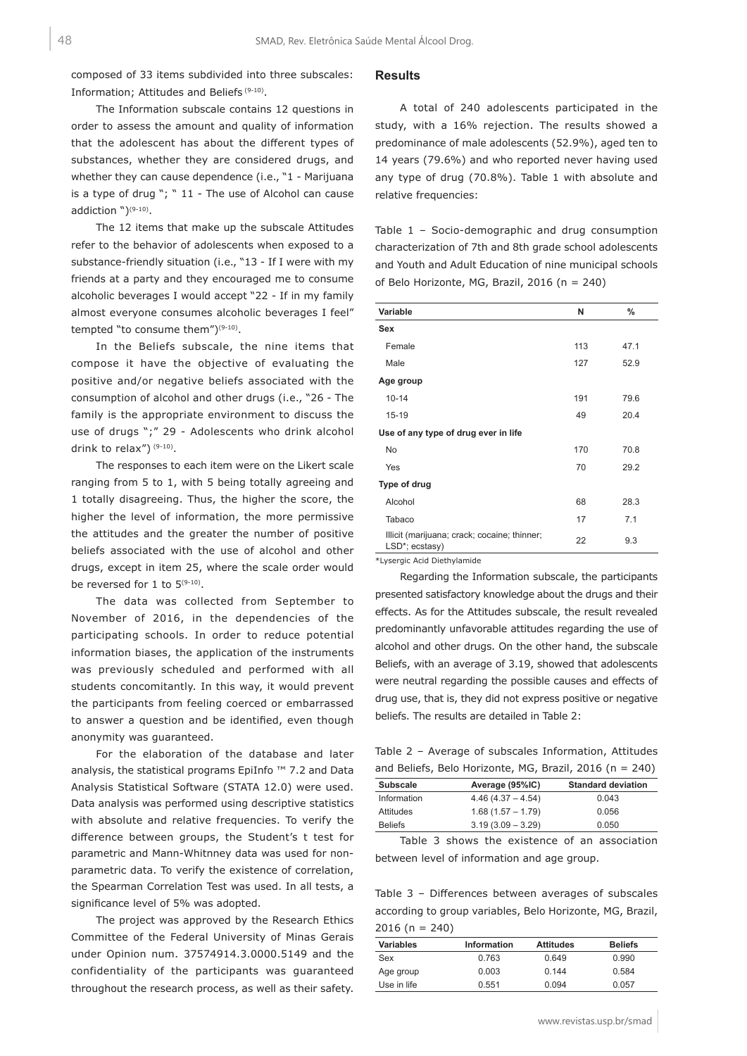composed of 33 items subdivided into three subscales: Information; Attitudes and Beliefs [9-10].

The Information subscale contains 12 questions in order to assess the amount and quality of information that the adolescent has about the different types of substances, whether they are considered drugs, and whether they can cause dependence (i.e., "1 - Marijuana is a type of drug "; " 11 - The use of Alcohol can cause addiction ")[9-10].

The 12 items that make up the subscale Attitudes refer to the behavior of adolescents when exposed to a substance-friendly situation (i.e., "13 - If I were with my friends at a party and they encouraged me to consume alcoholic beverages I would accept "22 - If in my family almost everyone consumes alcoholic beverages I feel" tempted "to consume them")[9-10].

In the Beliefs subscale, the nine items that compose it have the objective of evaluating the positive and/or negative beliefs associated with the consumption of alcohol and other drugs (i.e., "26 - The family is the appropriate environment to discuss the use of drugs ";" 29 - Adolescents who drink alcohol drink to relax") [9-10].

The responses to each item were on the Likert scale ranging from 5 to 1, with 5 being totally agreeing and 1 totally disagreeing. Thus, the higher the score, the higher the level of information, the more permissive the attitudes and the greater the number of positive beliefs associated with the use of alcohol and other drugs, except in item 25, where the scale order would be reversed for 1 to 5[9-10].

The data was collected from September to November of 2016, in the dependencies of the participating schools. In order to reduce potential information biases, the application of the instruments was previously scheduled and performed with all students concomitantly. In this way, it would prevent the participants from feeling coerced or embarrassed to answer a question and be identified, even though anonymity was guaranteed.

For the elaboration of the database and later analysis, the statistical programs EpiInfo ™ 7.2 and Data Analysis Statistical Software (STATA 12.0) were used. Data analysis was performed using descriptive statistics with absolute and relative frequencies. To verify the difference between groups, the Student's t test for parametric and Mann-Whitnney data was used for non-parametric data. To verify the existence of correlation, the Spearman Correlation Test was used. In all tests, a significance level of 5% was adopted.

The project was approved by the Research Ethics Committee of the Federal University of Minas Gerais under Opinion num. 37574914.3.0000.5149 and the confidentiality of the participants was guaranteed throughout the research process, as well as their safety.

## Results

A total of 240 adolescents participated in the study, with a 16% rejection. The results showed a predominance of male adolescents (52.9%), aged ten to 14 years (79.6%) and who reported never having used any type of drug (70.8%). Table 1 with absolute and relative frequencies:

Table 1 – Socio-demographic and drug consumption characterization of 7th and 8th grade school adolescents and Youth and Adult Education of nine municipal schools of Belo Horizonte, MG, Brazil, 2016 (n = 240)

| Variable | N | % |
|---|---|---|
| **Sex** | | |
| Female | 113 | 47.1 |
| Male | 127 | 52.9 |
| **Age group** | | |
| 10-14 | 191 | 79.6 |
| 15-19 | 49 | 20.4 |
| **Use of any type of drug ever in life** | | |
| No | 170 | 70.8 |
| Yes | 70 | 29.2 |
| **Type of drug** | | |
| Alcohol | 68 | 28.3 |
| Tabaco | 17 | 7.1 |
| Illicit (marijuana; crack; cocaine; thinner; LSD*; ecstasy) | 22 | 9.3 |

*Lysergic Acid Diethylamide

Regarding the Information subscale, the participants presented satisfactory knowledge about the drugs and their effects. As for the Attitudes subscale, the result revealed predominantly unfavorable attitudes regarding the use of alcohol and other drugs. On the other hand, the subscale Beliefs, with an average of 3.19, showed that adolescents were neutral regarding the possible causes and effects of drug use, that is, they did not express positive or negative beliefs. The results are detailed in Table 2:

Table 2 – Average of subscales Information, Attitudes and Beliefs, Belo Horizonte, MG, Brazil, 2016 (n = 240)

| Subscale | Average (95%IC) | Standard deviation |
|---|---|---|
| Information | 4.46 (4.37 – 4.54) | 0.043 |
| Attitudes | 1.68 (1.57 – 1.79) | 0.056 |
| Beliefs | 3.19 (3.09 – 3.29) | 0.050 |

Table 3 shows the existence of an association between level of information and age group.

Table 3 – Differences between averages of subscales according to group variables, Belo Horizonte, MG, Brazil, 2016 (n = 240)

| Variables | Information | Attitudes | Beliefs |
|---|---|---|---|
| Sex | 0.763 | 0.649 | 0.990 |
| Age group | 0.003 | 0.144 | 0.584 |
| Use in life | 0.551 | 0.094 | 0.057 |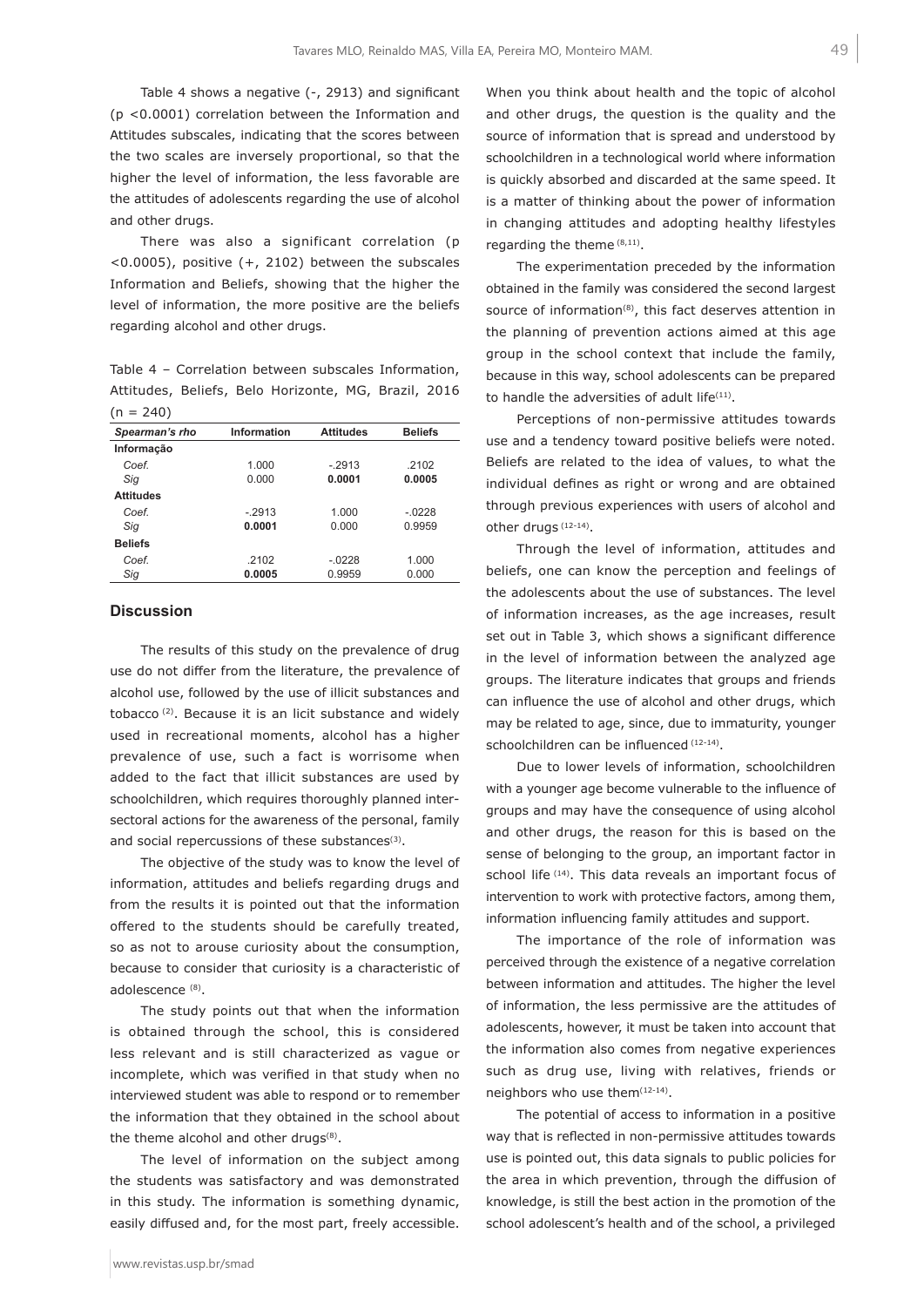Table 4 shows a negative (-, 2913) and significant ($p < 0.0001$) correlation between the Information and Attitudes subscales, indicating that the scores between the two scales are inversely proportional, so that the higher the level of information, the less favorable are the attitudes of adolescents regarding the use of alcohol and other drugs.

There was also a significant correlation ($p < 0.0005$), positive (+, 2102) between the subscales Information and Beliefs, showing that the higher the level of information, the more positive are the beliefs regarding alcohol and other drugs.

Table 4 – Correlation between subscales Information, Attitudes, Beliefs, Belo Horizonte, MG, Brazil, 2016 (n = 240)

| *Spearman's rho* | Information | Attitudes | Beliefs |
|---|---|---|---|
| **Informação** | | | |
| *Coef.* | 1.000 | -.2913 | .2102 |
| *Sig* | 0.000 | **0.0001** | **0.0005** |
| **Attitudes** | | | |
| *Coef.* | -.2913 | 1.000 | -.0228 |
| *Sig* | **0.0001** | 0.000 | 0.9959 |
| **Beliefs** | | | |
| *Coef.* | .2102 | -.0228 | 1.000 |
| *Sig* | **0.0005** | 0.9959 | 0.000 |

## Discussion

The results of this study on the prevalence of drug use do not differ from the literature, the prevalence of alcohol use, followed by the use of illicit substances and tobacco [2]. Because it is an licit substance and widely used in recreational moments, alcohol has a higher prevalence of use, such a fact is worrisome when added to the fact that illicit substances are used by schoolchildren, which requires thoroughly planned inter-sectoral actions for the awareness of the personal, family and social repercussions of these substances[3].

The objective of the study was to know the level of information, attitudes and beliefs regarding drugs and from the results it is pointed out that the information offered to the students should be carefully treated, so as not to arouse curiosity about the consumption, because to consider that curiosity is a characteristic of adolescence [8].

The study points out that when the information is obtained through the school, this is considered less relevant and is still characterized as vague or incomplete, which was verified in that study when no interviewed student was able to respond or to remember the information that they obtained in the school about the theme alcohol and other drugs[8].

The level of information on the subject among the students was satisfactory and was demonstrated in this study. The information is something dynamic, easily diffused and, for the most part, freely accessible. When you think about health and the topic of alcohol and other drugs, the question is the quality and the source of information that is spread and understood by schoolchildren in a technological world where information is quickly absorbed and discarded at the same speed. It is a matter of thinking about the power of information in changing attitudes and adopting healthy lifestyles regarding the theme [8,11].

The experimentation preceded by the information obtained in the family was considered the second largest source of information[8], this fact deserves attention in the planning of prevention actions aimed at this age group in the school context that include the family, because in this way, school adolescents can be prepared to handle the adversities of adult life[11].

Perceptions of non-permissive attitudes towards use and a tendency toward positive beliefs were noted. Beliefs are related to the idea of values, to what the individual defines as right or wrong and are obtained through previous experiences with users of alcohol and other drugs [12-14].

Through the level of information, attitudes and beliefs, one can know the perception and feelings of the adolescents about the use of substances. The level of information increases, as the age increases, result set out in Table 3, which shows a significant difference in the level of information between the analyzed age groups. The literature indicates that groups and friends can influence the use of alcohol and other drugs, which may be related to age, since, due to immaturity, younger schoolchildren can be influenced [12-14].

Due to lower levels of information, schoolchildren with a younger age become vulnerable to the influence of groups and may have the consequence of using alcohol and other drugs, the reason for this is based on the sense of belonging to the group, an important factor in school life [14]. This data reveals an important focus of intervention to work with protective factors, among them, information influencing family attitudes and support.

The importance of the role of information was perceived through the existence of a negative correlation between information and attitudes. The higher the level of information, the less permissive are the attitudes of adolescents, however, it must be taken into account that the information also comes from negative experiences such as drug use, living with relatives, friends or neighbors who use them[12-14].

The potential of access to information in a positive way that is reflected in non-permissive attitudes towards use is pointed out, this data signals to public policies for the area in which prevention, through the diffusion of knowledge, is still the best action in the promotion of the school adolescent's health and of the school, a privileged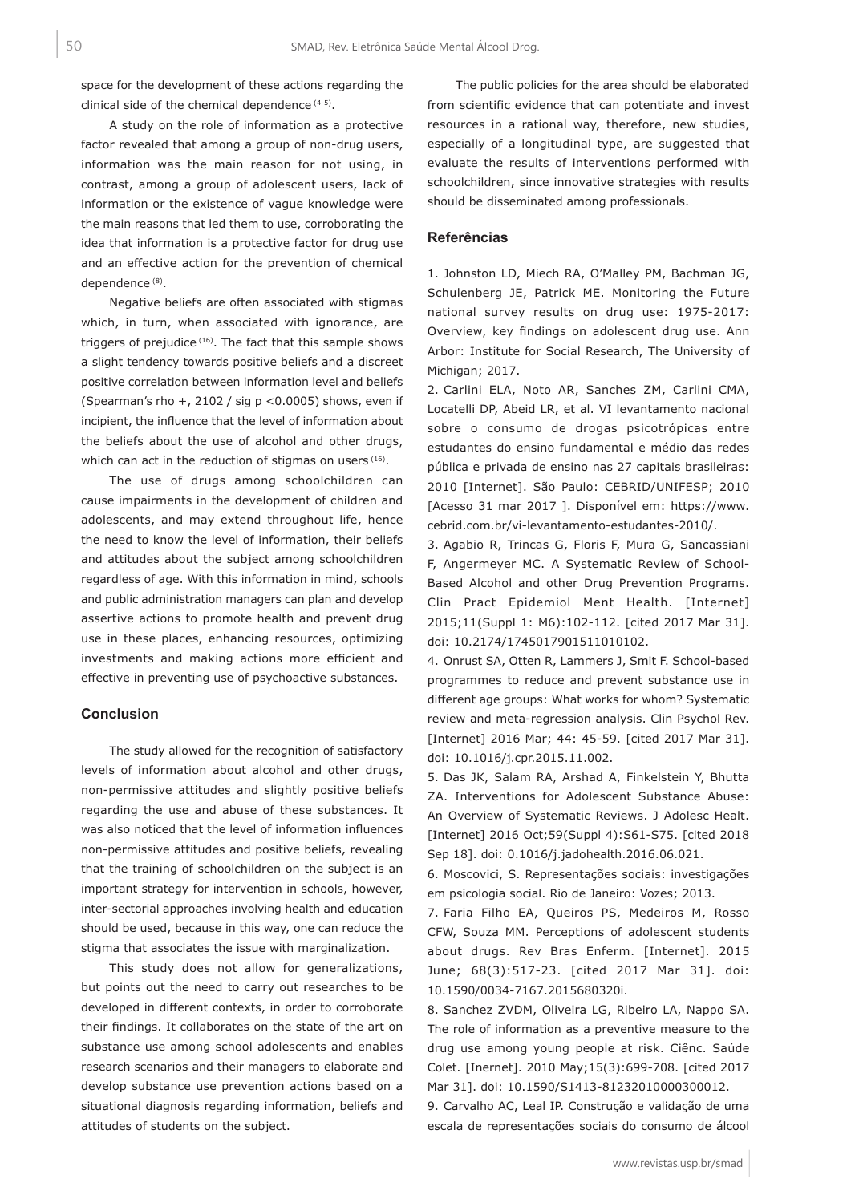space for the development of these actions regarding the clinical side of the chemical dependence [4-5].

A study on the role of information as a protective factor revealed that among a group of non-drug users, information was the main reason for not using, in contrast, among a group of adolescent users, lack of information or the existence of vague knowledge were the main reasons that led them to use, corroborating the idea that information is a protective factor for drug use and an effective action for the prevention of chemical dependence [8].

Negative beliefs are often associated with stigmas which, in turn, when associated with ignorance, are triggers of prejudice [16]. The fact that this sample shows a slight tendency towards positive beliefs and a discreet positive correlation between information level and beliefs (Spearman's rho +, 2102 / sig p <0.0005) shows, even if incipient, the influence that the level of information about the beliefs about the use of alcohol and other drugs, which can act in the reduction of stigmas on users [16].

The use of drugs among schoolchildren can cause impairments in the development of children and adolescents, and may extend throughout life, hence the need to know the level of information, their beliefs and attitudes about the subject among schoolchildren regardless of age. With this information in mind, schools and public administration managers can plan and develop assertive actions to promote health and prevent drug use in these places, enhancing resources, optimizing investments and making actions more efficient and effective in preventing use of psychoactive substances.

## Conclusion

The study allowed for the recognition of satisfactory levels of information about alcohol and other drugs, non-permissive attitudes and slightly positive beliefs regarding the use and abuse of these substances. It was also noticed that the level of information influences non-permissive attitudes and positive beliefs, revealing that the training of schoolchildren on the subject is an important strategy for intervention in schools, however, inter-sectorial approaches involving health and education should be used, because in this way, one can reduce the stigma that associates the issue with marginalization.

This study does not allow for generalizations, but points out the need to carry out researches to be developed in different contexts, in order to corroborate their findings. It collaborates on the state of the art on substance use among school adolescents and enables research scenarios and their managers to elaborate and develop substance use prevention actions based on a situational diagnosis regarding information, beliefs and attitudes of students on the subject.

The public policies for the area should be elaborated from scientific evidence that can potentiate and invest resources in a rational way, therefore, new studies, especially of a longitudinal type, are suggested that evaluate the results of interventions performed with schoolchildren, since innovative strategies with results should be disseminated among professionals.

## Referências

1. Johnston LD, Miech RA, O'Malley PM, Bachman JG, Schulenberg JE, Patrick ME. Monitoring the Future national survey results on drug use: 1975-2017: Overview, key findings on adolescent drug use. Ann Arbor: Institute for Social Research, The University of Michigan; 2017.

2. Carlini ELA, Noto AR, Sanches ZM, Carlini CMA, Locatelli DP, Abeid LR, et al. VI levantamento nacional sobre o consumo de drogas psicotrópicas entre estudantes do ensino fundamental e médio das redes pública e privada de ensino nas 27 capitais brasileiras: 2010 [Internet]. São Paulo: CEBRID/UNIFESP; 2010 [Acesso 31 mar 2017 ]. Disponível em: https://www.cebrid.com.br/vi-levantamento-estudantes-2010/.

3. Agabio R, Trincas G, Floris F, Mura G, Sancassiani F, Angermeyer MC. A Systematic Review of School-Based Alcohol and other Drug Prevention Programs. Clin Pract Epidemiol Ment Health. [Internet] 2015;11(Suppl 1: M6):102-112. [cited 2017 Mar 31]. doi: 10.2174/1745017901511010102.

4. Onrust SA, Otten R, Lammers J, Smit F. School-based programmes to reduce and prevent substance use in different age groups: What works for whom? Systematic review and meta-regression analysis. Clin Psychol Rev. [Internet] 2016 Mar; 44: 45-59. [cited 2017 Mar 31]. doi: 10.1016/j.cpr.2015.11.002.

5. Das JK, Salam RA, Arshad A, Finkelstein Y, Bhutta ZA. Interventions for Adolescent Substance Abuse: An Overview of Systematic Reviews. J Adolesc Healt. [Internet] 2016 Oct;59(Suppl 4):S61-S75. [cited 2018 Sep 18]. doi: 0.1016/j.jadohealth.2016.06.021.

6. Moscovici, S. Representações sociais: investigações em psicologia social. Rio de Janeiro: Vozes; 2013.

7. Faria Filho EA, Queiros PS, Medeiros M, Rosso CFW, Souza MM. Perceptions of adolescent students about drugs. Rev Bras Enferm. [Internet]. 2015 June; 68(3):517-23. [cited 2017 Mar 31]. doi: 10.1590/0034-7167.2015680320i.

8. Sanchez ZVDM, Oliveira LG, Ribeiro LA, Nappo SA. The role of information as a preventive measure to the drug use among young people at risk. Ciênc. Saúde Colet. [Inernet]. 2010 May;15(3):699-708. [cited 2017 Mar 31]. doi: 10.1590/S1413-81232010000300012.

9. Carvalho AC, Leal IP. Construção e validação de uma escala de representações sociais do consumo de álcool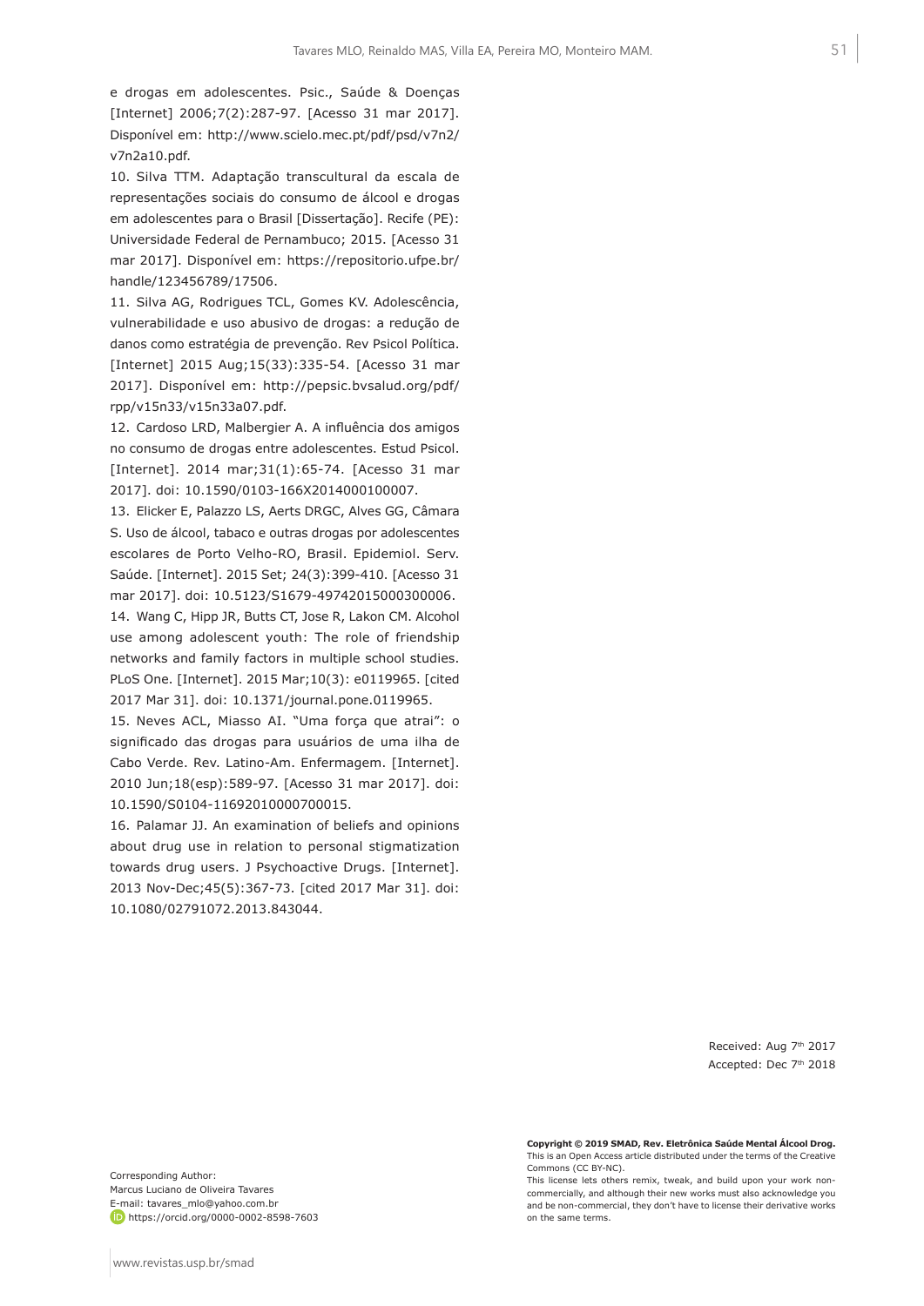e drogas em adolescentes. Psic., Saúde & Doenças [Internet] 2006;7(2):287-97. [Acesso 31 mar 2017]. Disponível em: http://www.scielo.mec.pt/pdf/psd/v7n2/v7n2a10.pdf.

10. Silva TTM. Adaptação transcultural da escala de representações sociais do consumo de álcool e drogas em adolescentes para o Brasil [Dissertação]. Recife (PE): Universidade Federal de Pernambuco; 2015. [Acesso 31 mar 2017]. Disponível em: https://repositorio.ufpe.br/handle/123456789/17506.

11. Silva AG, Rodrigues TCL, Gomes KV. Adolescência, vulnerabilidade e uso abusivo de drogas: a redução de danos como estratégia de prevenção. Rev Psicol Política. [Internet] 2015 Aug;15(33):335-54. [Acesso 31 mar 2017]. Disponível em: http://pepsic.bvsalud.org/pdf/rpp/v15n33/v15n33a07.pdf.

12. Cardoso LRD, Malbergier A. A influência dos amigos no consumo de drogas entre adolescentes. Estud Psicol. [Internet]. 2014 mar;31(1):65-74. [Acesso 31 mar 2017]. doi: 10.1590/0103-166X2014000100007.

13. Elicker E, Palazzo LS, Aerts DRGC, Alves GG, Câmara S. Uso de álcool, tabaco e outras drogas por adolescentes escolares de Porto Velho-RO, Brasil. Epidemiol. Serv. Saúde. [Internet]. 2015 Set; 24(3):399-410. [Acesso 31 mar 2017]. doi: 10.5123/S1679-49742015000300006.

14. Wang C, Hipp JR, Butts CT, Jose R, Lakon CM. Alcohol use among adolescent youth: The role of friendship networks and family factors in multiple school studies. PLoS One. [Internet]. 2015 Mar;10(3): e0119965. [cited 2017 Mar 31]. doi: 10.1371/journal.pone.0119965.

15. Neves ACL, Miasso AI. "Uma força que atrai": o significado das drogas para usuários de uma ilha de Cabo Verde. Rev. Latino-Am. Enfermagem. [Internet]. 2010 Jun;18(esp):589-97. [Acesso 31 mar 2017]. doi: 10.1590/S0104-11692010000700015.

16. Palamar JJ. An examination of beliefs and opinions about drug use in relation to personal stigmatization towards drug users. J Psychoactive Drugs. [Internet]. 2013 Nov-Dec;45(5):367-73. [cited 2017 Mar 31]. doi: 10.1080/02791072.2013.843044.

Received: Aug 7th 2017
Accepted: Dec 7th 2018

Corresponding Author:
Marcus Luciano de Oliveira Tavares
E-mail: tavares_mlo@yahoo.com.br
https://orcid.org/0000-0002-8598-7603

**Copyright © 2019 SMAD, Rev. Eletrônica Saúde Mental Álcool Drog.**
This is an Open Access article distributed under the terms of the Creative Commons (CC BY-NC).
This license lets others remix, tweak, and build upon your work non-commercially, and although their new works must also acknowledge you and be non-commercial, they don't have to license their derivative works on the same terms.